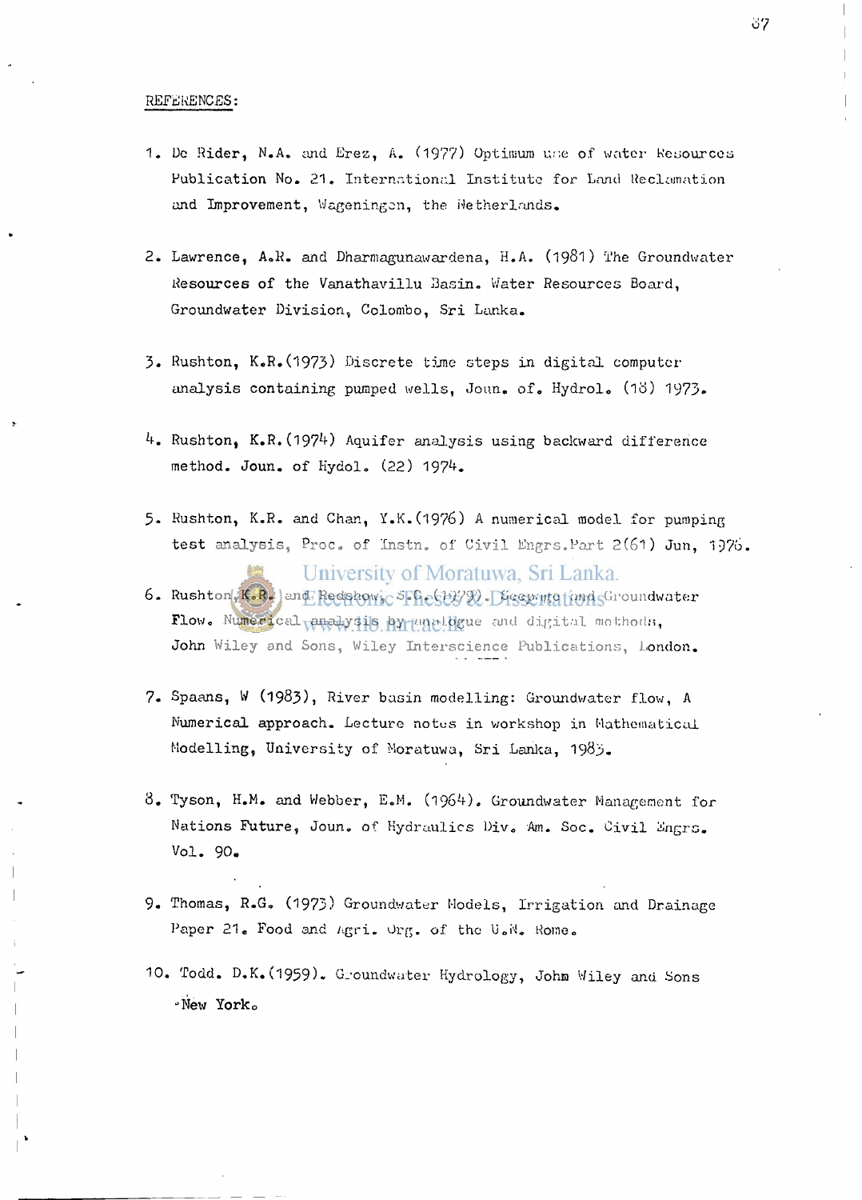# REFERENCES:

1. De Rider, N.A. and Erez, A. (1977) Optimum use of water Resources Publication No. 21. International Institute for Land Reclamation and Improvement, Wageningen, the Netherlands.

2. Lawrence, A.R. and Dharmagunawardena, H.A. (1981) The Groundwater Resources of the Vanathavillu Basin. Water Resources Board, Groundwater Division, Colombo, Sri Lanka.

3. Rushton, K.R.(1973) Discrete time steps in digital computer analysis containing pumped wells, Joun. of. Hydrol. (18) 1973.

4. Rushton, K.R.(1974) Aquifer analysis using backward difference method. Joun. of Hydol. (22) 1974.

5. Rushton, K.R. and Chan, Y.K.(1976) A numerical model for pumping test analysis, Proc. of Instn. of Civil Engrs.Part 2(61) Jun, 1976.

6. Rushton, K.R. and Redshaw, S.C.(1979). Seepage and Groundwater Flow. Numerical analysis by analogue and digital methods, John Wiley and Sons, Wiley Interscience Publications, London.

7. Spaans, W (1983), River basin modelling: Groundwater flow, A Numerical approach. Lecture notes in workshop in Mathematical Modelling, University of Moratuwa, Sri Lanka, 1983.

8. Tyson, H.M. and Webber, E.M. (1964). Groundwater Management for Nations Future, Joun. of Hydraulics Div. Am. Soc. Civil Engrs. Vol. 90.

9. Thomas, R.G. (1973) Groundwater Models, Irrigation and Drainage Paper 21. Food and Agri. Org. of the U.N. Rome.

10. Todd. D.K.(1959). Groundwater Hydrology, John Wiley and Sons New York.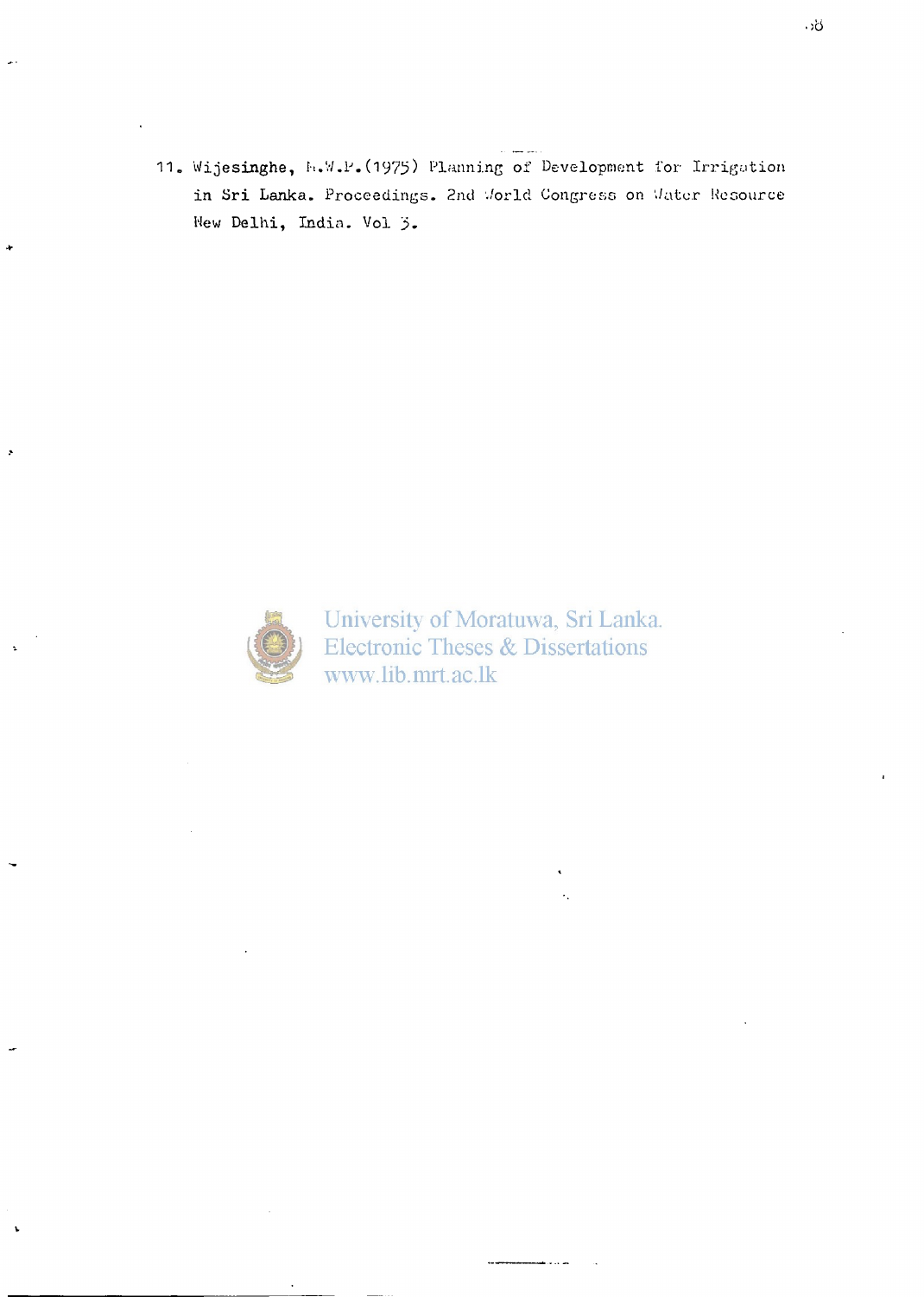11. Wijesinghe, M.W.P.(1975) Planning of Development for Irrigation in Sri Lanka. Proceedings. 2nd World Congress on Water Resource New Delhi, India. Vol 3.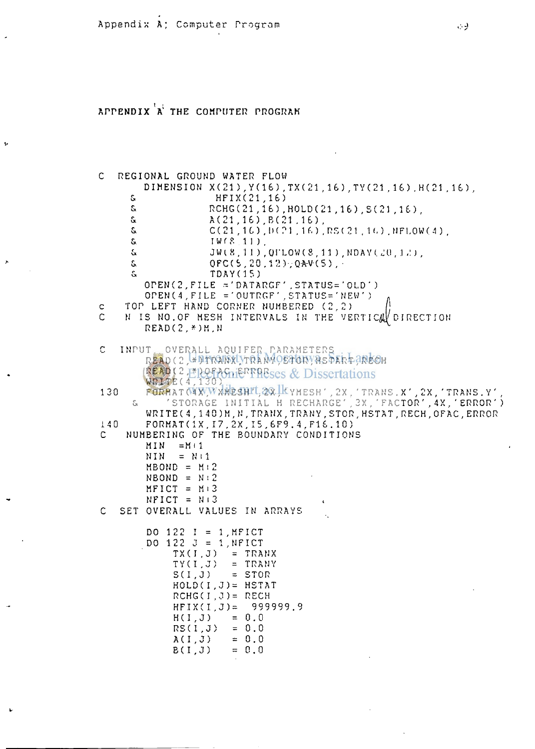# APPENDIX A THE COMPUTER PROGRAM

```
C  REGIONAL GROUND WATER FLOW
      DIMENSION X(21),Y(16),TX(21,16),TY(21,16),H(21,16),
     &          HFIX(21,16)
     &          RCHG(21,16),HOLD(21,16),S(21,16),
     &          A(21,16),B(21,16),
     &          C(21,16),D(21,16),RS(21,16),NFLOW(4),
     &          IW(8,11),
     &          JW(8,11),QFLOW(8,11),NDAY(20,12),
     &          QFC(5,20,12),QAV(5),
     &          TDAY(15)
      OPEN(2,FILE ='DATARGF',STATUS='OLD')
      OPEN(4,FILE ='OUTRGF',STATUS='NEW')
C   TOP LEFT HAND CORNER NUMBERED (2,2)
C   N IS NO.OF MESH INTERVALS IN THE VERTICAL DIRECTION
      READ(2,*)M,N

C  INPUT  OVERALL AQUIFER PARAMETERS
      READ(2,*)TRANX,TRANY,STOR,HSTART,RECH
      READ(2,*)QFAC,ERROR
      WRITE(4,130)
130   FORMAT(4X,'XMESH',2X,'YMESH',2X,'TRANS.X',2X,'TRANS.Y',
     &  'STORAGE INITIAL H RECHARGE',3X,'FACTOR',4X,'ERROR')
      WRITE(4,140)M,N,TRANX,TRANY,STOR,HSTAT,RECH,QFAC,ERROR
140   FORMAT(1X,I7,2X,I5,6F9.4,F16.10)
C   NUMBERING OF THE BOUNDARY CONDITIONS
      MIN   =M+1
      NIN   = N+1
      MBOND  = M+2
      NBOND  = N+2
      MFICT  = M+3
      NFICT  = N+3
C  SET OVERALL VALUES IN ARRAYS

      DO 122 I = 1,MFICT
      DO 122 J = 1,NFICT
          TX(I,J)   = TRANX
          TY(I,J)   = TRANY
          S(I,J)    = STOR
          HOLD(I,J)= HSTAT
          RCHG(I,J)= RECH
          HFIX(I,J)=  999999.9
          H(I,J)    = 0.0
          RS(I,J)   = 0.0
          A(I,J)    = 0.0
          B(I,J)    = 0.0
```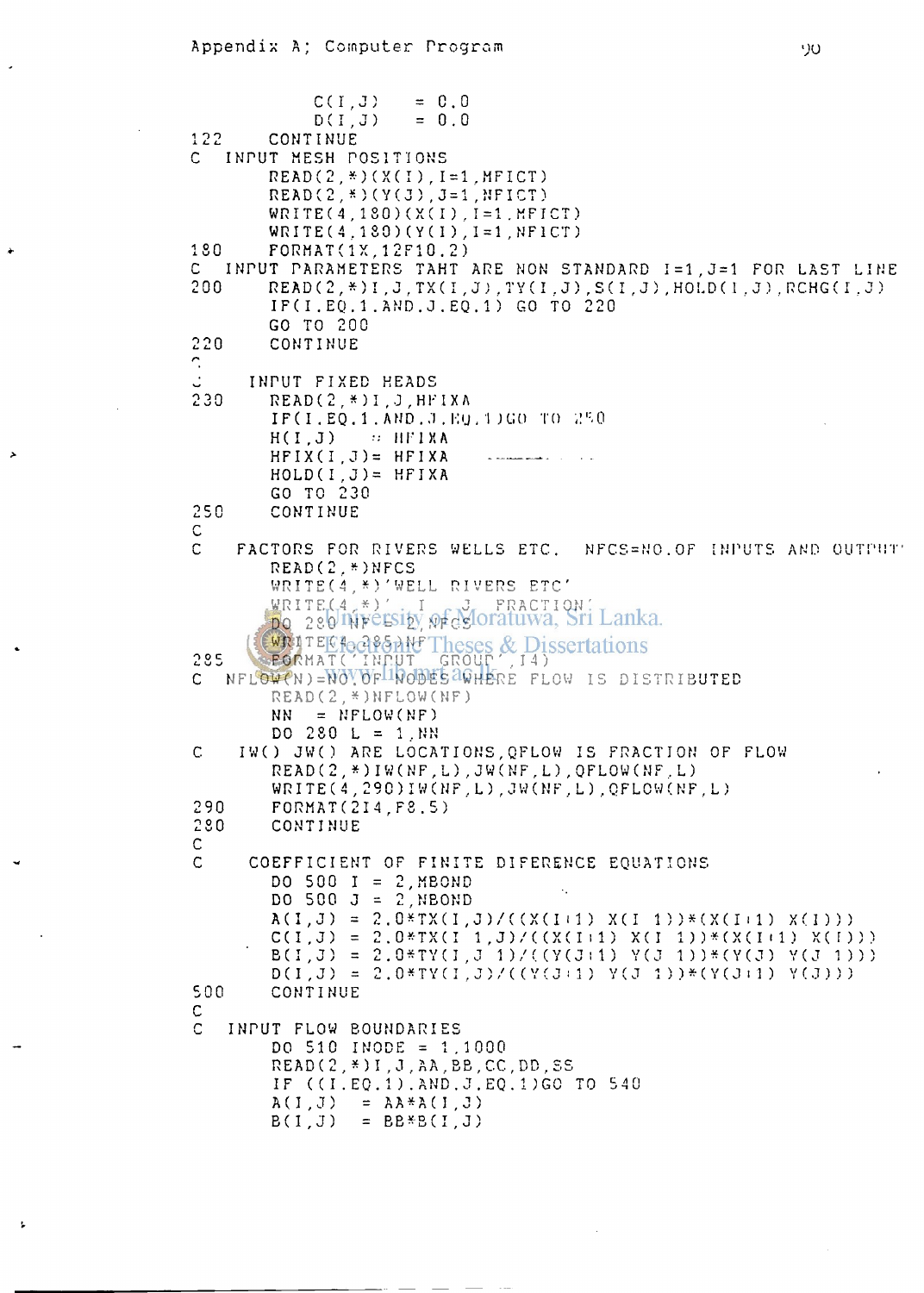Appendix A; Computer Program

```
            C(I,J)    = 0.0
            D(I,J)    = 0.0
122     CONTINUE
C   INPUT MESH POSITIONS
        READ(2,*)(X(I),I=1,MFICT)
        READ(2,*)(Y(J),J=1,NFICT)
        WRITE(4,180)(X(I),I=1,MFICT)
        WRITE(4,180)(Y(I),I=1,NFICT)
180     FORMAT(1X,12F10.2)
C   INPUT PARAMETERS TAHT ARE NON STANDARD I=1,J=1 FOR LAST LINE
200     READ(2,*)I,J,TX(I,J),TY(I,J),S(I,J),HOLD(I,J),RCHG(I,J)
        IF(I.EQ.1.AND.J.EQ.1) GO TO 220
        GO TO 200
220     CONTINUE
C
C     INPUT FIXED HEADS
230     READ(2,*)I,J,HFIXA
        IF(I.EQ.1.AND.J.EQ.1)GO TO 250
        H(I,J)    = HFIXA
        HFIX(I,J)= HFIXA
        HOLD(I,J)= HFIXA
        GO TO 230
250     CONTINUE
C
C    FACTORS FOR RIVERS WELLS ETC.  NFCS=NO.OF INPUTS AND OUTPUT
        READ(2,*)NFCS
        WRITE(4,*)'WELL RIVERS ETC'
        WRITE(4,*)'   I    J   FRACTION'
        DO 280 NF=1,NFCS
        WRITE(4,285)NF
285     FORMAT('INPUT  GROUP',I4)
C   NFLOW(N)=NO.OF NODES WHERE FLOW IS DISTRIBUTED
        READ(2,*)NFLOW(NF)
        NN    = NFLOW(NF)
        DO 280 L = 1,NN
C    IW() JW() ARE LOCATIONS,QFLOW IS FRACTION OF FLOW
        READ(2,*)IW(NF,L),JW(NF,L),QFLOW(NF,L)
        WRITE(4,290)IW(NF,L),JW(NF,L),QFLOW(NF,L)
290     FORMAT(2I4,F8.5)
280     CONTINUE
C
C     COEFFICIENT OF FINITE DIFERENCE EQUATIONS
        DO 500 I = 2,MBOND
        DO 500 J = 2,NBOND
        A(I,J) = 2.0*TX(I,J)/((X(I+1)-X(I-1))*(X(I+1)-X(I)))
        C(I,J) = 2.0*TX(I-1,J)/((X(I+1)-X(I-1))*(X(I+1)-X(I)))
        B(I,J) = 2.0*TY(I,J-1)/((Y(J+1)-Y(J-1))*(Y(J)-Y(J-1)))
        D(I,J) = 2.0*TY(I,J)/((Y(J+1)-Y(J-1))*(Y(J+1)-Y(J)))
500     CONTINUE
C
C   INPUT FLOW BOUNDARIES
        DO 510 INODE = 1,1000
        READ(2,*)I,J,AA,BB,CC,DD,SS
        IF ((I.EQ.1).AND.J.EQ.1)GO TO 540
        A(I,J)    = AA*A(I,J)
        B(I,J)    = BB*B(I,J)
```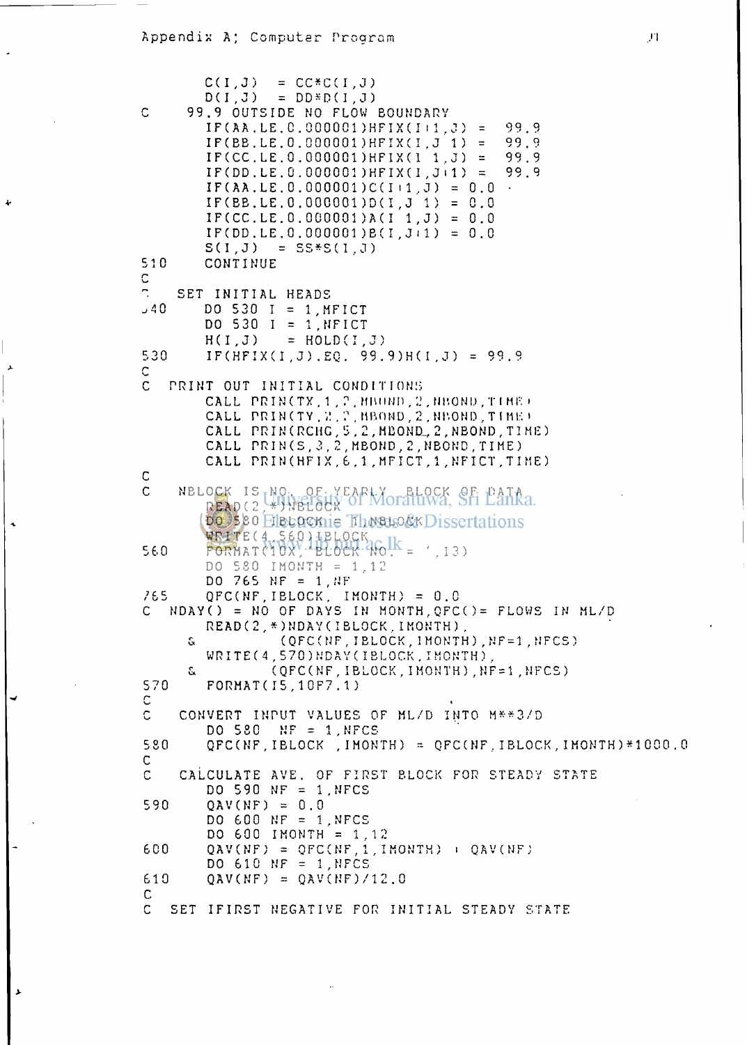```
      C(I,J)  = CC*C(I,J)
      D(I,J)  = DD*D(I,J)
C   99.9 OUTSIDE NO FLOW BOUNDARY
      IF(AA.LE.0.000001)HFIX(I+1,J) =  99.9
      IF(BB.LE.0.000001)HFIX(I,J-1) =  99.9
      IF(CC.LE.0.000001)HFIX(I-1,J) =  99.9
      IF(DD.LE.0.000001)HFIX(I,J+1) =  99.9
      IF(AA.LE.0.000001)C(I+1,J) = 0.0
      IF(BB.LE.0.000001)D(I,J-1) = 0.0
      IF(CC.LE.0.000001)A(I-1,J) = 0.0
      IF(DD.LE.0.000001)B(I,J+1) = 0.0
      S(I,J)  = SS*S(I,J)
510   CONTINUE
C
C   SET INITIAL HEADS
540   DO 530 I = 1,MFICT
      DO 530 I = 1,NFICT
      H(I,J)   = HOLD(I,J)
530   IF(HFIX(I,J).EQ. 99.9)H(I,J) = 99.9
C
C  PRINT OUT INITIAL CONDITIONS
      CALL PRIN(TX,1,2,MBOND,2,NBOND,TIME)
      CALL PRIN(TY,2,2,MBOND,2,NBOND,TIME)
      CALL PRIN(RCHG,5,2,MBOND,2,NBOND,TIME)
      CALL PRIN(S,3,2,MBOND,2,NBOND,TIME)
      CALL PRIN(HFIX,6,1,MFICT,1,NFICT,TIME)
C
C   NBLOCK IS NO. OF YEARLY  BLOCK OF DATA
      READ(2,*)NBLOCK
      DO 580 IBLOCK = 1,NBLOCK
      WRITE(4,560)IBLOCK
560   FORMAT(10X,'BLOCK NO. = ',I3)
      DO 580 IMONTH = 1,12
      DO 765 NF = 1,NF
765   QFC(NF,IBLOCK, IMONTH) = 0.0
C  NDAY() = NO OF DAYS IN MONTH,QFC()= FLOWS IN ML/D
      READ(2,*)NDAY(IBLOCK,IMONTH),
     &         (QFC(NF,IBLOCK,IMONTH),NF=1,NFCS)
      WRITE(4,570)NDAY(IBLOCK,IMONTH),
     &        (QFC(NF,IBLOCK,IMONTH),NF=1,NFCS)
570   FORMAT(I5,10F7.1)
C
C   CONVERT INPUT VALUES OF ML/D INTO M**3/D
      DO 580  NF = 1,NFCS
580   QFC(NF,IBLOCK ,IMONTH) = QFC(NF,IBLOCK,IMONTH)*1000.0
C
C   CALCULATE AVE. OF FIRST BLOCK FOR STEADY STATE
      DO 590 NF = 1,NFCS
590   QAV(NF) = 0.0
      DO 600 NF = 1,NFCS
      DO 600 IMONTH = 1,12
600   QAV(NF) = QFC(NF,1,IMONTH) + QAV(NF)
      DO 610 NF = 1,NFCS
610   QAV(NF) = QAV(NF)/12.0
C
C  SET IFIRST NEGATIVE FOR INITIAL STEADY STATE
```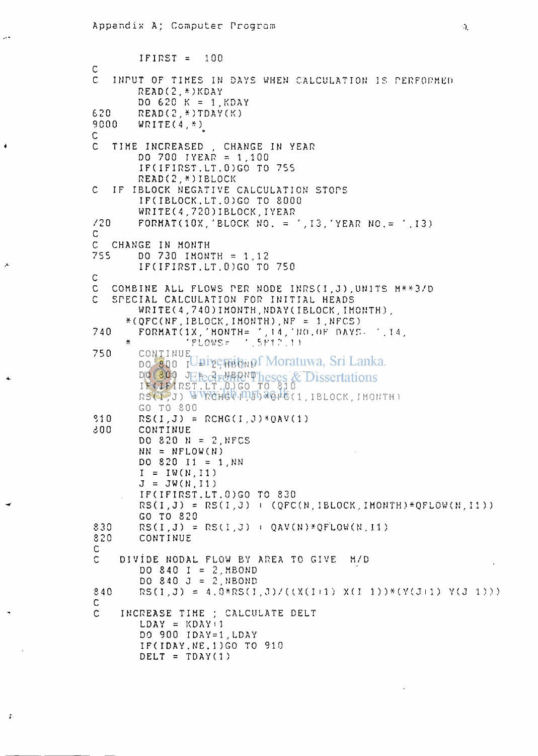```
      IFIRST =  100
C
C  INPUT OF TIMES IN DAYS WHEN CALCULATION IS PERFORMED
      READ(2,*)KDAY
      DO 620 K = 1,KDAY
620   READ(2,*)TDAY(K)
9000  WRITE(4,*)
C
C  TIME INCREASED , CHANGE IN YEAR
      DO 700 IYEAR = 1,100
      IF(IFIRST.LT.0)GO TO 755
      READ(2,*)IBLOCK
C  IF IBLOCK NEGATIVE CALCULATION STOPS
      IF(IBLOCK.LT.0)GO TO 8000
      WRITE(4,720)IBLOCK,IYEAR
720   FORMAT(10X,'BLOCK NO. = ',I3,'YEAR NO.= ',I3)
C
C  CHANGE IN MONTH
755   DO 730 IMONTH = 1,12
      IF(IFIRST.LT.0)GO TO 750
C
C  COMBINE ALL FLOWS PER NODE INRS(I,J),UNITS M**3/D
C  SPECIAL CALCULATION FOR INITIAL HEADS
      WRITE(4,740)IMONTH,NDAY(IBLOCK,IMONTH),
     *(QFC(NF,IBLOCK,IMONTH),NF = 1,NFCS)
740   FORMAT(1X,'MONTH= ',I4,'NO.OF DAYS= ',I4,
     *       'FLOWS=  ',5F12.1)
750   CONTINUE
      DO 800 I = 2,MBOND
      DO 800 J = 2,NBOND
      IF(IFIRST.LT.0)GO TO 810
      RS(I,J) = RCHG(I,J)*QFC(1,IBLOCK,IMONTH)
      GO TO 800
810   RS(I,J) = RCHG(I,J)*QAV(1)
800   CONTINUE
      DO 820 N = 2,NFCS
      NN = NFLOW(N)
      DO 820 I1 = 1,NN
      I = IW(N,I1)
      J = JW(N,I1)
      IF(IFIRST.LT.0)GO TO 830
      RS(I,J) = RS(I,J) + (QFC(N,IBLOCK,IMONTH)*QFLOW(N,I1))
      GO TO 820
830   RS(I,J) = RS(I,J) + QAV(N)*QFLOW(N,I1)
820   CONTINUE
C
C   DIVIDE NODAL FLOW BY AREA TO GIVE  M/D
      DO 840 I = 2,MBOND
      DO 840 J = 2,NBOND
840   RS(I,J) = 4.0*RS(I,J)/((X(I+1)-X(I-1))*(Y(J+1)-Y(J-1)))
C
C   INCREASE TIME ; CALCULATE DELT
      LDAY = KDAY+1
      DO 900 IDAY=1,LDAY
      IF(IDAY.NE.1)GO TO 910
      DELT = TDAY(1)
```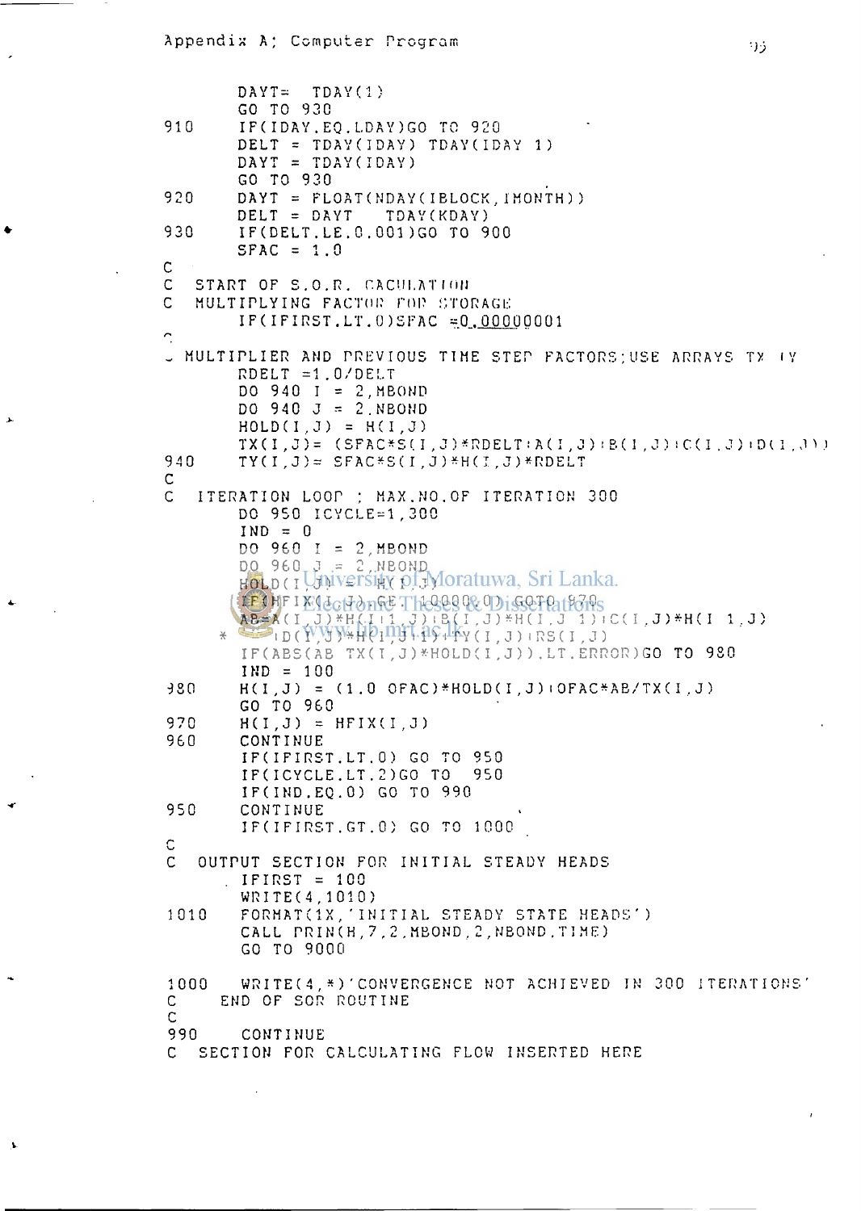```
      DAYT=  TDAY(1)
      GO TO 930
910   IF(IDAY.EQ.LDAY)GO TO 920
      DELT = TDAY(IDAY) TDAY(IDAY 1)
      DAYT = TDAY(IDAY)
      GO TO 930
920   DAYT = FLOAT(NDAY(IBLOCK,IMONTH))
      DELT = DAYT   TDAY(KDAY)
930   IF(DELT.LE.0.001)GO TO 900
      SFAC = 1.0
C
C  START OF S.O.R. CACULATION
C  MULTIPLYING FACTOR FOR STORAGE
      IF(IFIRST.LT.0)SFAC =0.00000001
C
C MULTIPLIER AND PREVIOUS TIME STEP FACTORS;USE ARRAYS TX  TY
      RDELT =1.0/DELT
      DO 940 I = 2,MBOND
      DO 940 J = 2,NBOND
      HOLD(I,J) = H(I,J)
      TX(I,J)= (SFAC*S(I,J)*RDELT+A(I,J)+B(I,J)+C(I,J)+D(I,J))
940   TY(I,J)= SFAC*S(I,J)*H(I,J)*RDELT
C
C  ITERATION LOOP ; MAX.NO.OF ITERATION 300
      DO 950 ICYCLE=1,300
      IND = 0
      DO 960 I = 2,MBOND
      DO 960 J = 2,NBOND
      HOLD(I,J) = H(I,J)
      IF(HFIX(I,J).GE.10000.0)GOTO 970
      AB=A(I,J)*H(I+1,J)+B(I,J)*H(I,J 1)+C(I,J)*H(I 1,J)
     * +D(I,J)*H(I,J+1)+TY(I,J)+RS(I,J)
      IF(ABS(AB TX(I,J)*HOLD(I,J)).LT.ERROR)GO TO 980
      IND = 100
980   H(I,J) = (1.0 OFAC)*HOLD(I,J)+OFAC*AB/TX(I,J)
      GO TO 960
970   H(I,J) = HFIX(I,J)
960   CONTINUE
      IF(IFIRST.LT.0) GO TO 950
      IF(ICYCLE.LT.2)GO TO  950
      IF(IND.EQ.0) GO TO 990
950   CONTINUE
      IF(IFIRST.GT.0) GO TO 1000
C
C  OUTPUT SECTION FOR INITIAL STEADY HEADS
      IFIRST = 100
      WRITE(4,1010)
1010  FORMAT(1X,'INITIAL STEADY STATE HEADS')
      CALL PRIN(H,7,2,MBOND,2,NBOND,TIME)
      GO TO 9000

1000  WRITE(4,*)'CONVERGENCE NOT ACHIEVED IN 300 ITERATIONS'
C   END OF SOR ROUTINE
C
990   CONTINUE
C  SECTION FOR CALCULATING FLOW INSERTED HERE
```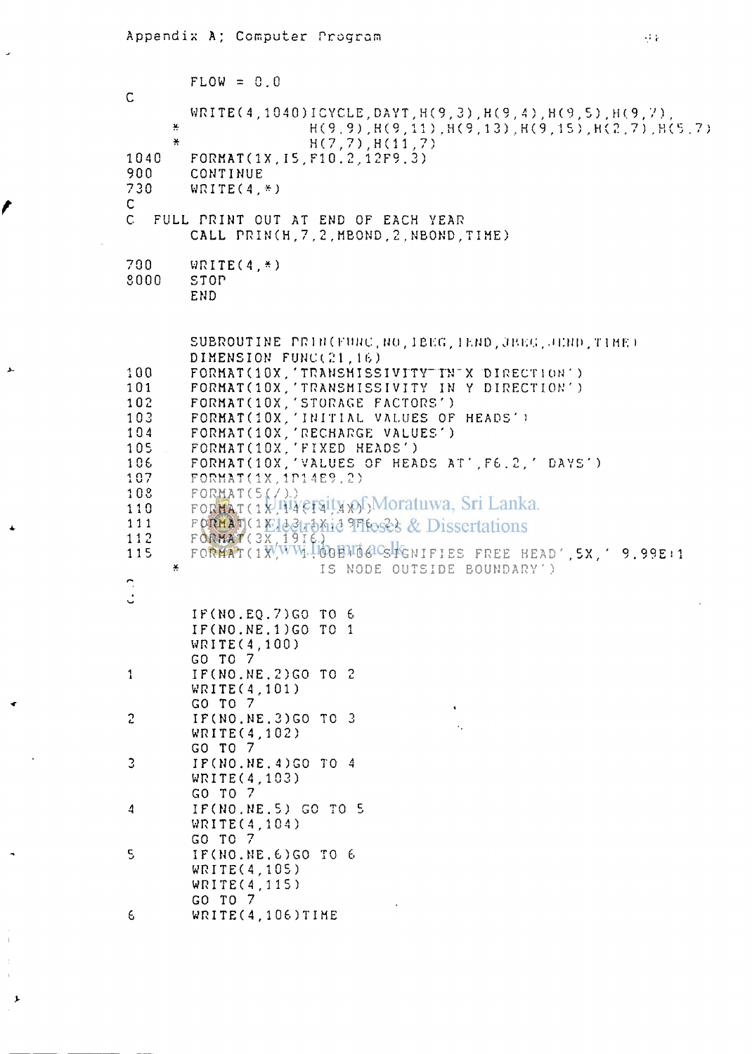Appendix A; Computer Program

```
      FLOW = 0.0
C
      WRITE(4,1040)ICYCLE,DAYT,H(9,3),H(9,4),H(9,5),H(9,7),
     *            H(9,9),H(9,11),H(9,13),H(9,15),H(2,7),H(5,7)
     *            H(7,7),H(11,7)
1040  FORMAT(1X,I5,F10.2,12F9.3)
900   CONTINUE
730   WRITE(4,*)
C
C  FULL PRINT OUT AT END OF EACH YEAR
      CALL PRIN(H,7,2,MBOND,2,NBOND,TIME)

700   WRITE(4,*)
8000  STOP
      END


      SUBROUTINE PRIN(FUNC,NO,IBEG,IEND,JBEG,JEND,TIME)
      DIMENSION FUNC(21,16)
100   FORMAT(10X,'TRANSMISSIVITY IN X DIRECTION')
101   FORMAT(10X,'TRANSMISSIVITY IN Y DIRECTION')
102   FORMAT(10X,'STORAGE FACTORS')
103   FORMAT(10X,'INITIAL VALUES OF HEADS')
104   FORMAT(10X,'RECHARGE VALUES')
105   FORMAT(10X,'FIXED HEADS')
106   FORMAT(10X,'VALUES OF HEADS AT',F6.2,' DAYS')
107   FORMAT(1X,1P14E9.2)
108   FORMAT(5(/))
110   FORMAT(1X,14(I4,4X))
111   FORMAT(1X,I3,1X,19F6.2)
112   FORMAT(3X,19I6)
115   FORMAT(1X,' 1.00E+06 SIGNIFIES FREE HEAD',5X,' 9.99E+1
     *            IS NODE OUTSIDE BOUNDARY')
C
      IF(NO.EQ.7)GO TO 6
      IF(NO.NE.1)GO TO 1
      WRITE(4,100)
      GO TO 7
1     IF(NO.NE.2)GO TO 2
      WRITE(4,101)
      GO TO 7
2     IF(NO.NE.3)GO TO 3
      WRITE(4,102)
      GO TO 7
3     IF(NO.NE.4)GO TO 4
      WRITE(4,103)
      GO TO 7
4     IF(NO.NE.5) GO TO 5
      WRITE(4,104)
      GO TO 7
5     IF(NO.NE.6)GO TO 6
      WRITE(4,105)
      WRITE(4,115)
      GO TO 7
6     WRITE(4,106)TIME
```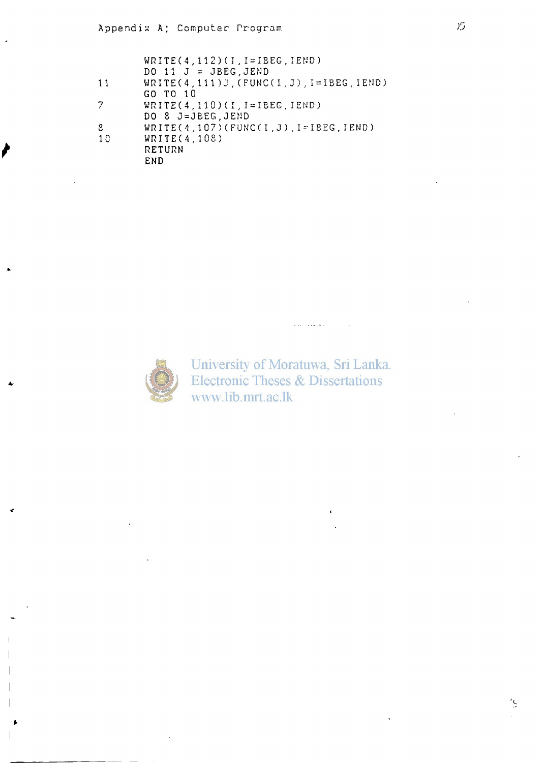```
      WRITE(4,112)(I,I=IBEG,IEND)
      DO 11 J = JBEG,JEND
11    WRITE(4,111)J,(FUNC(I,J),I=IBEG,IEND)
      GO TO 10
7     WRITE(4,110)(I,I=IBEG,IEND)
      DO 8 J=JBEG,JEND
8     WRITE(4,107)(FUNC(I,J),I=IBEG,IEND)
10    WRITE(4,108)
      RETURN
      END
```

University of Moratuwa, Sri Lanka.
Electronic Theses & Dissertations
www.lib.mrt.ac.lk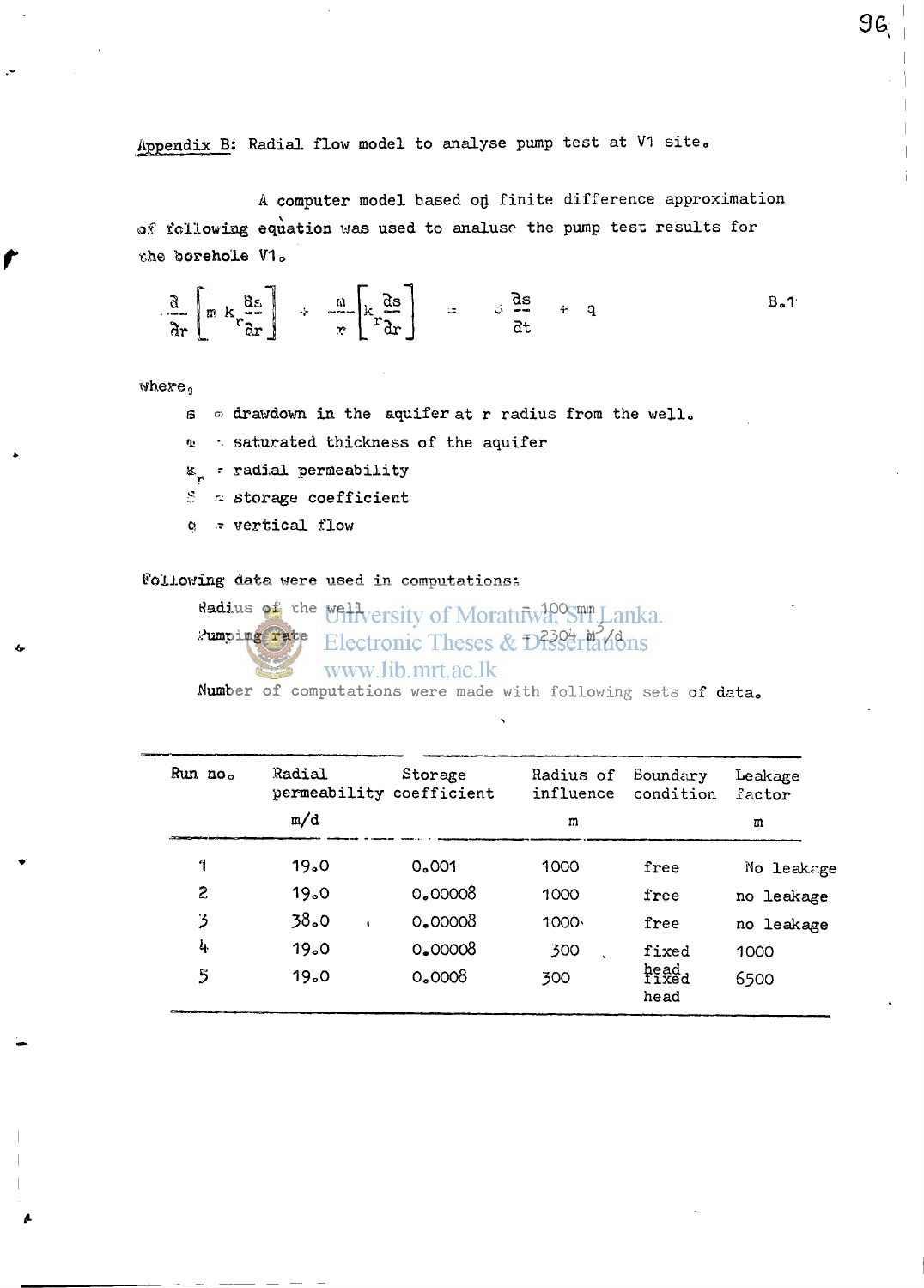## Appendix B: Radial flow model to analyse pump test at V1 site.

A computer model based on finite difference approximation of following equation was used to analuse the pump test results for the borehole V1.

$$\frac{\partial}{\partial r}\left[m\,k_r\frac{\partial s}{\partial r}\right] + \frac{m}{r}\left[k_r\frac{\partial s}{\partial r}\right] = S\frac{\partial s}{\partial t} + q \qquad \text{B.1}$$

where,

- $s$ = drawdown in the aquifer at r radius from the well.
- $m$ = saturated thickness of the aquifer
- $k_r$ = radial permeability
- $S$ = storage coefficient
- $q$ = vertical flow

Following data were used in computations:

Radius of the well = 100 mm

Pumping rate = 2304 $m^3/d$

Number of computations were made with following sets of data.

| Run no. | Radial permeability m/d | Storage coefficient | Radius of influence m | Boundary condition | Leakage factor m |
|---|---|---|---|---|---|
| 1 | 19.0 | 0.001 | 1000 | free | No leakage |
| 2 | 19.0 | 0.00008 | 1000 | free | no leakage |
| 3 | 38.0 | 0.00008 | 1000 | free | no leakage |
| 4 | 19.0 | 0.00008 | 300 | fixed head | 1000 |
| 5 | 19.0 | 0.0008 | 300 | fixed head | 6500 |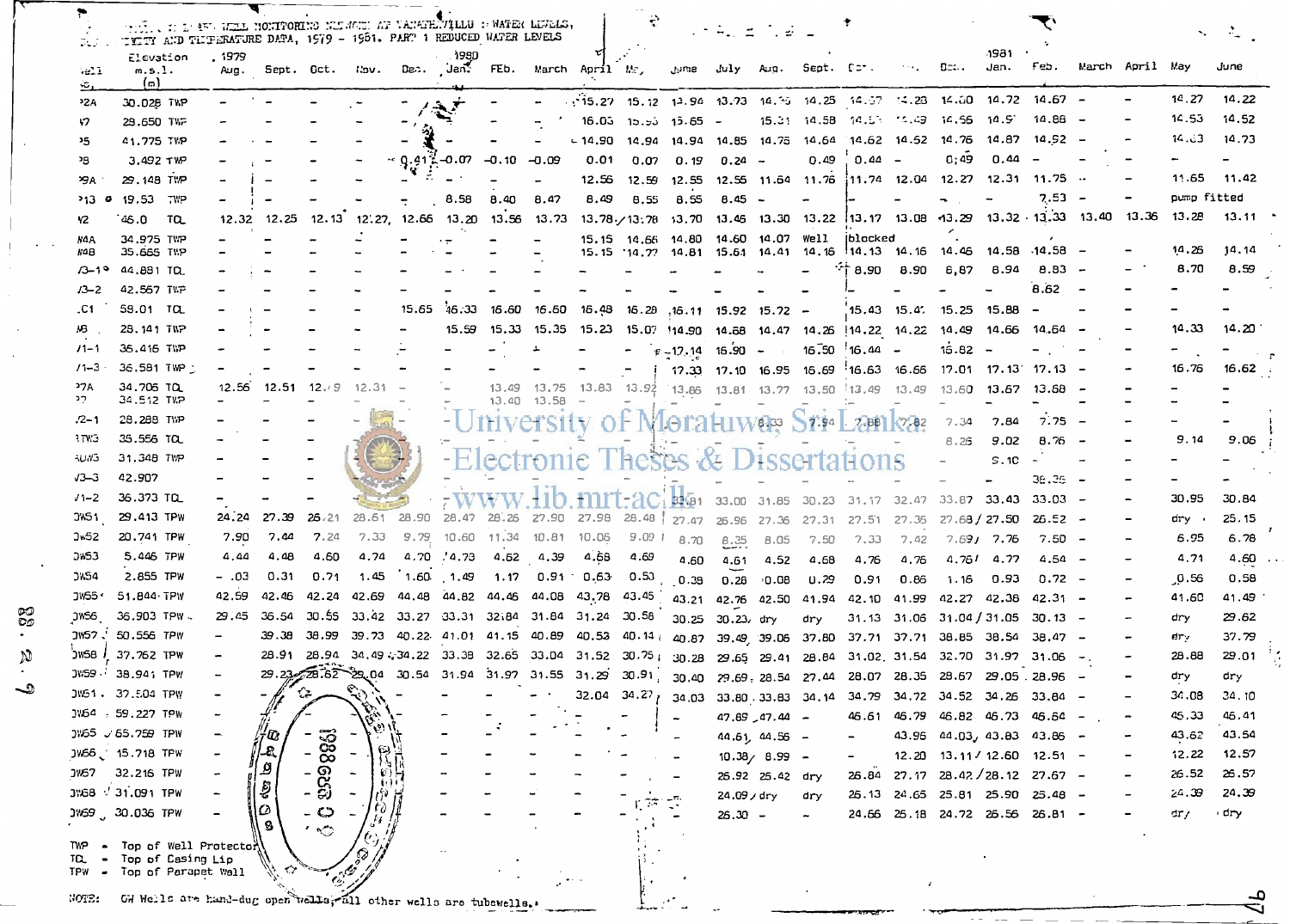TABLE: WELL MONITORING NETWORK AT VAVATHEVILLU : WATER LEVELS, SALINITY AND TEMPERATURE DATA, 1979 – 1981. PART 1 REDUCED WATER LEVELS

| Well no. | Elevation m.s.l. (m) | 1979 Aug. | Sept. | Oct. | Nov. | Dec. | 1980 Jan. | Feb. | March | April | May | June | July | Aug. | Sept. | Oct. | Nov. | Dec. | 1981 Jan. | Feb. | March | April | May | June |
|---|---|---|---|---|---|---|---|---|---|---|---|---|---|---|---|---|---|---|---|---|---|---|---|---|
| P2A | 30.028 TWP | – | – | – | – | – | – | – | – | 15.27 | 15.12 | 13.94 | 13.73 | 14.75 | 14.25 | 14.37 | 14.23 | 14.00 | 14.72 | 14.67 | – | – | 14.27 | 14.22 |
| P7 | 29.650 TWP | – | – | – | – | – | – | – | – | 16.03 | 15.53 | 15.65 | – | 15.31 | 14.58 | 14.57 | 14.49 | 14.56 | 14.57 | 14.88 | – | – | 14.53 | 14.52 |
| P5 | 41.775 TWP | – | – | – | – | – | – | – | – | 14.90 | 14.94 | 14.94 | 14.85 | 14.75 | 14.64 | 14.62 | 14.52 | 14.76 | 14.87 | 14.92 | – | – | 14.63 | 14.73 |
| P8 | 3.492 TWP | – | – | – | – | 0.41 | -0.07 | -0.10 | -0.09 | 0.01 | 0.07 | 0.19 | 0.24 | – | 0.49 | 0.44 | – | 0.49 | 0.44 | – | – | – | – | – |
| P9A | 29.148 TWP | – | – | – | – | – | – | – | – | 12.56 | 12.59 | 12.55 | 12.55 | 11.64 | 11.76 | 11.74 | 12.04 | 12.27 | 12.31 | 11.75 | – | – | 11.65 | 11.42 |
| P13 | 19.53 TWP | – | – | – | – | – | 8.58 | 8.40 | 8.47 | 8.49 | 8.55 | 8.55 | 8.45 | – | – | – | – | – | – | 7.53 | – | – | pump fitted | |
| P2 | 46.0 TCL | 12.32 | 12.25 | 12.13 | 12.27 | 12.66 | 13.20 | 13.56 | 13.73 | 13.78 / 13.78 | | 13.70 | 13.45 | 13.30 | 13.22 | 13.17 | 13.08 | 13.29 | 13.32 | 13.33 | 13.40 | 13.36 | 13.28 | 13.11 |
| P4A | 34.975 TWP | – | – | – | – | – | – | – | – | 15.15 | 14.66 | 14.80 | 14.60 | 14.07 | Well | blocked | | | | | | | | |
| P4B | 35.665 TWP | – | – | – | – | – | – | – | – | 15.15 | 14.77 | 14.81 | 15.61 | 14.41 | 14.16 | 14.13 | 14.16 | 14.46 | 14.58 | 14.58 | – | – | 14.26 | 14.14 |
| P3-1 | 44.881 TCL | – | – | – | – | – | – | – | – | – | – | – | – | – | – | 8.90 | 8.90 | 8.87 | 8.94 | 8.83 | – | – | 8.70 | 8.59 |
| P3-2 | 42.567 TWP | – | – | – | – | – | – | – | – | – | – | – | – | – | – | – | – | – | – | 8.62 | – | – | – | – |
| C1 | 58.01 TCL | – | – | – | – | 15.65 | 16.33 | 16.60 | 16.60 | 16.48 | 16.28 | 16.11 | 15.92 | 15.72 | – | 15.43 | 15.47 | 15.25 | 15.88 | – | – | – | – | – |
| P6 | 28.141 TWP | – | – | – | – | – | 15.59 | 15.33 | 15.35 | 15.23 | 15.07 | 14.90 | 14.68 | 14.47 | 14.26 | 14.22 | 14.22 | 14.49 | 14.66 | 14.64 | – | – | 14.33 | 14.20 |
| P1-1 | 35.416 TWP | – | – | – | – | – | – | – | – | – | – | 17.14 | 16.90 | – | 16.50 | 16.44 | – | 16.82 | – | – | – | – | – | – |
| P1-3 | 36.581 TWP | – | – | – | – | – | – | – | – | – | – | 17.33 | 17.10 | 16.95 | 16.69 | 16.63 | 16.66 | 17.01 | 17.13 | 17.13 | – | – | 16.76 | 16.62 |
| P7A | 34.705 TCL | 12.56 | 12.51 | 12.49 | 12.31 | – | – | 13.49 | 13.75 | 13.83 | 13.92 | 13.86 | 13.81 | 13.77 | 13.50 | 13.49 | 13.49 | 13.60 | 13.67 | 13.68 | – | – | – | – |
| P7 | 34.512 TWP | – | – | – | – | – | – | 13.40 | 13.58 | – | | | | | | | | | | | | | | |
| P2-1 | 28.288 TWP | – | – | – | – | – | – | – | – | – | – | – | – | 8.33 | 7.94 | 7.88 | 7.82 | 7.34 | 7.84 | 7.75 | – | – | – | – |
| TW3 | 35.556 TCL | – | – | – | – | – | – | – | – | – | – | – | – | – | – | – | – | 8.25 | 9.02 | 8.76 | – | – | 9.14 | 9.06 |
| DW3 | 31.348 TWP | – | – | – | – | – | – | – | – | – | – | – | – | – | – | – | – | – | 5.10 | – | – | – | – | – |
| P3-3 | 42.907 | – | – | – | – | – | – | – | – | – | – | – | – | – | – | – | – | – | – | 38.35 | – | – | – | – |
| P1-2 | 36.373 TCL | – | – | – | – | – | – | – | – | – | – | 33.81 | 33.00 | 31.85 | 30.23 | 31.17 | 32.47 | 33.87 | 33.43 | 33.03 | – | – | 30.95 | 30.84 |
| DW51 | 29.413 TPW | 24.24 | 27.39 | 26.21 | 28.61 | 28.90 | 28.47 | 28.26 | 27.90 | 27.98 | 28.48 | 27.47 | 26.96 | 27.36 | 27.31 | 27.51 | 27.36 | 27.68 / 27.50 | | 26.52 | – | – | dry | 25.15 |
| DW52 | 20.741 TPW | 7.90 | 7.44 | 7.24 | 7.33 | 9.79 | 10.60 | 11.34 | 10.81 | 10.06 | 9.09 | 8.70 | 8.35 | 8.05 | 7.50 | 7.33 | 7.42 | 7.69 | 7.76 | 7.50 | – | – | 6.95 | 6.78 |
| DW53 | 5.446 TPW | 4.44 | 4.48 | 4.60 | 4.74 | 4.70 | 4.73 | 4.62 | 4.39 | 4.68 | 4.69 | 4.60 | 4.61 | 4.52 | 4.68 | 4.76 | 4.76 | 4.76 | 4.77 | 4.54 | – | – | 4.71 | 4.60 |
| DW54 | 2.855 TPW | -.03 | 0.31 | 0.71 | 1.45 | 1.60 | 1.49 | 1.17 | 0.91 | 0.63 | 0.53 | 0.39 | 0.28 | -0.08 | 0.29 | 0.91 | 0.86 | 1.16 | 0.93 | 0.72 | – | – | 0.56 | 0.58 |
| DW55 | 51.844 TPW | 42.59 | 42.46 | 42.24 | 42.69 | 44.48 | 44.82 | 44.46 | 44.08 | 43.78 | 43.45 | 43.21 | 42.76 | 42.50 | 41.94 | 42.10 | 41.99 | 42.27 | 42.38 | 42.31 | – | – | 41.60 | 41.49 |
| DW56 | 36.903 TPW | 29.45 | 36.54 | 30.55 | 33.42 | 33.27 | 33.31 | 32.84 | 31.84 | 31.24 | 30.58 | 30.25 | 30.23 | dry | dry | 31.13 | 31.06 | 31.04 / 31.05 | | 30.13 | – | – | dry | 29.62 |
| DW57 | 50.556 TPW | – | 39.38 | 38.99 | 39.73 | 40.22 | 41.01 | 41.15 | 40.89 | 40.53 | 40.14 | 40.87 | 39.49 | 39.06 | 37.80 | 37.71 | 37.71 | 38.85 | 38.54 | 38.47 | – | – | dry | 37.79 |
| DW58 | 37.762 TPW | – | 28.91 | 28.94 | 34.49 | 34.22 | 33.38 | 32.65 | 33.04 | 31.52 | 30.75 | 30.28 | 29.65 | 29.41 | 28.84 | 31.02 | 31.54 | 32.70 | 31.97 | 31.06 | – | – | 28.88 | 29.01 |
| DW59 | 38.941 TPW | – | 29.23 | 28.62 | 29.04 | 30.54 | 31.94 | 31.97 | 31.55 | 31.29 | 30.91 | 30.40 | 29.69 | 28.54 | 27.44 | 28.07 | 28.35 | 28.67 | 29.05 | 28.96 | – | – | dry | dry |
| DW51 | 37.504 TPW | – | – | – | – | – | – | – | – | 32.04 | 34.27 | 34.03 | 33.80 | 33.83 | 34.14 | 34.79 | 34.72 | 34.52 | 34.26 | 33.84 | – | – | 34.08 | 34.10 |
| DW64 | 59.227 TPW | – | – | – | – | – | – | – | – | – | – | – | 47.89 | 47.44 | – | 46.61 | 46.79 | 46.82 | 46.73 | 46.64 | – | – | 45.33 | 46.41 |
| DW65 | 65.759 TPW | – | – | – | – | – | – | – | – | – | – | – | 44.61 | 44.56 | – | – | 43.95 | 44.03 | 43.83 | 43.86 | – | – | 43.62 | 43.54 |
| DW66 | 15.718 TPW | – | – | – | – | – | – | – | – | – | – | – | 10.38 | 8.99 | – | – | 12.20 | 13.11 / 12.60 | | 12.51 | – | – | 12.22 | 12.57 |
| DW67 | 32.216 TPW | – | – | – | – | – | – | – | – | – | – | – | 25.92 | 25.42 | dry | 26.84 | 27.17 | 28.42 / 28.12 | | 27.67 | – | – | 26.52 | 26.57 |
| DW68 | 31.091 TPW | – | – | – | – | – | – | – | – | – | – | – | 24.09 / dry | | dry | 25.13 | 24.65 | 25.81 | 25.90 | 25.48 | – | – | 24.39 | 24.39 |
| DW69 | 30.036 TPW | – | – | – | – | – | – | – | – | – | – | – | 26.30 | – | – | 24.66 | 25.18 | 24.72 | 26.56 | 26.81 | – | – | dry | dry |

TWP - Top of Well Protector
TCL - Top of Casing Lip
TPW - Top of Parapet Wall

NOTE: DW Wells are hand-dug open wells, all other wells are tubewells.